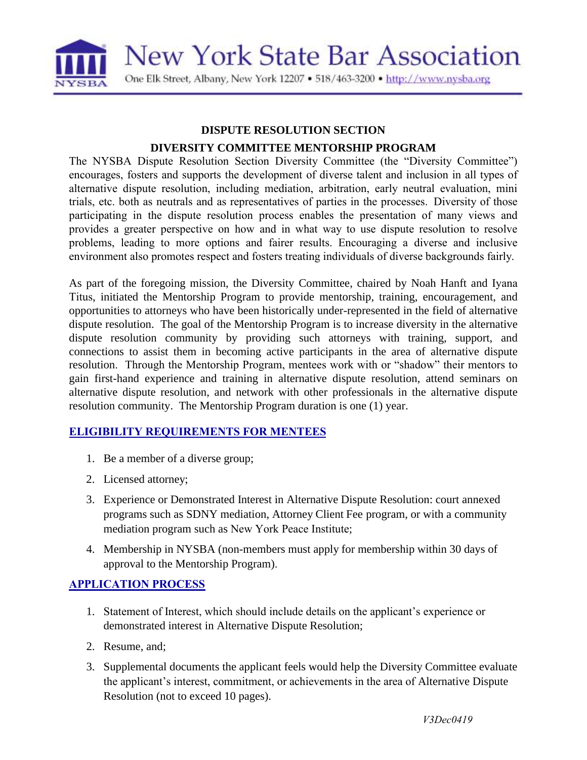# New York State Bar Association

One Elk Street, Albany, New York 12207 • 518/463-3200 • http://www.nysba.org

## DISPUTE RESOLUTION SECTION

## DIVERSITY COMMITTEE MENTORSHIP PROGRAM

The NYSBA Dispute Resolution Section Diversity Committee (the "Diversity Committee") encourages, fosters and supports the development of diverse talent and inclusion in all types of alternative dispute resolution, including mediation, arbitration, early neutral evaluation, mini trials, etc. both as neutrals and as representatives of parties in the processes. Diversity of those participating in the dispute resolution process enables the presentation of many views and provides a greater perspective on how and in what way to use dispute resolution to resolve problems, leading to more options and fairer results. Encouraging a diverse and inclusive environment also promotes respect and fosters treating individuals of diverse backgrounds fairly.

As part of the foregoing mission, the Diversity Committee, chaired by Noah Hanft and Iyana Titus, initiated the Mentorship Program to provide mentorship, training, encouragement, and opportunities to attorneys who have been historically under-represented in the field of alternative dispute resolution. The goal of the Mentorship Program is to increase diversity in the alternative dispute resolution community by providing such attorneys with training, support, and connections to assist them in becoming active participants in the area of alternative dispute resolution. Through the Mentorship Program, mentees work with or "shadow" their mentors to gain first-hand experience and training in alternative dispute resolution, attend seminars on alternative dispute resolution, and network with other professionals in the alternative dispute resolution community. The Mentorship Program duration is one (1) year.

### ELIGIBILITY REQUIREMENTS FOR MENTEES

1. Be a member of a diverse group;
2. Licensed attorney;
3. Experience or Demonstrated Interest in Alternative Dispute Resolution: court annexed programs such as SDNY mediation, Attorney Client Fee program, or with a community mediation program such as New York Peace Institute;
4. Membership in NYSBA (non-members must apply for membership within 30 days of approval to the Mentorship Program).

### APPLICATION PROCESS

1. Statement of Interest, which should include details on the applicant's experience or demonstrated interest in Alternative Dispute Resolution;
2. Resume, and;
3. Supplemental documents the applicant feels would help the Diversity Committee evaluate the applicant's interest, commitment, or achievements in the area of Alternative Dispute Resolution (not to exceed 10 pages).

*V3Dec0419*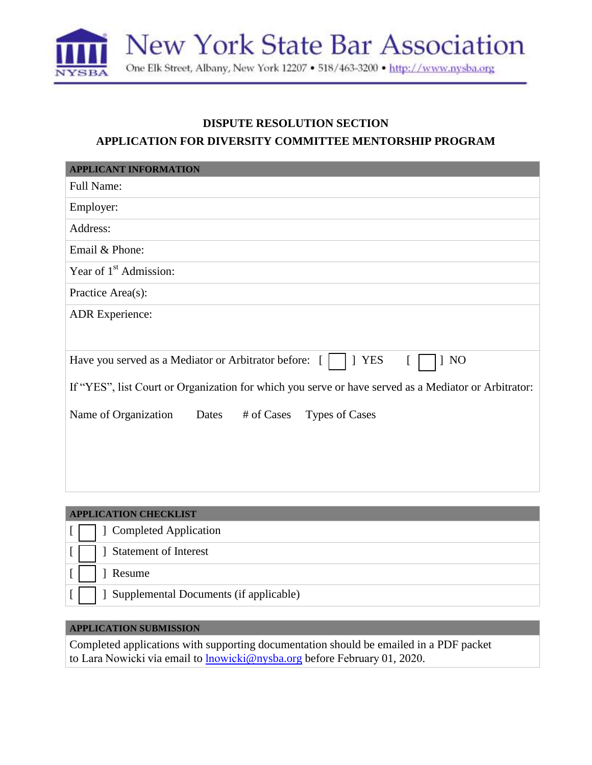New York State Bar Association

One Elk Street, Albany, New York 12207 • 518/463-3200 • http://www.nysba.org

## DISPUTE RESOLUTION SECTION

## APPLICATION FOR DIVERSITY COMMITTEE MENTORSHIP PROGRAM

| APPLICANT INFORMATION |
|---|
| Full Name: |
| Employer: |
| Address: |
| Email & Phone: |
| Year of 1st Admission: |
| Practice Area(s): |
| ADR Experience: |
| Have you served as a Mediator or Arbitrator before: [ ] YES [ ] NO<br><br>If "YES", list Court or Organization for which you serve or have served as a Mediator or Arbitrator:<br><br>Name of Organization Dates # of Cases Types of Cases |

| APPLICATION CHECKLIST |
|---|
| [ ] Completed Application |
| [ ] Statement of Interest |
| [ ] Resume |
| [ ] Supplemental Documents (if applicable) |

| APPLICATION SUBMISSION |
|---|
| Completed applications with supporting documentation should be emailed in a PDF packet to Lara Nowicki via email to lnowicki@nysba.org before February 01, 2020. |